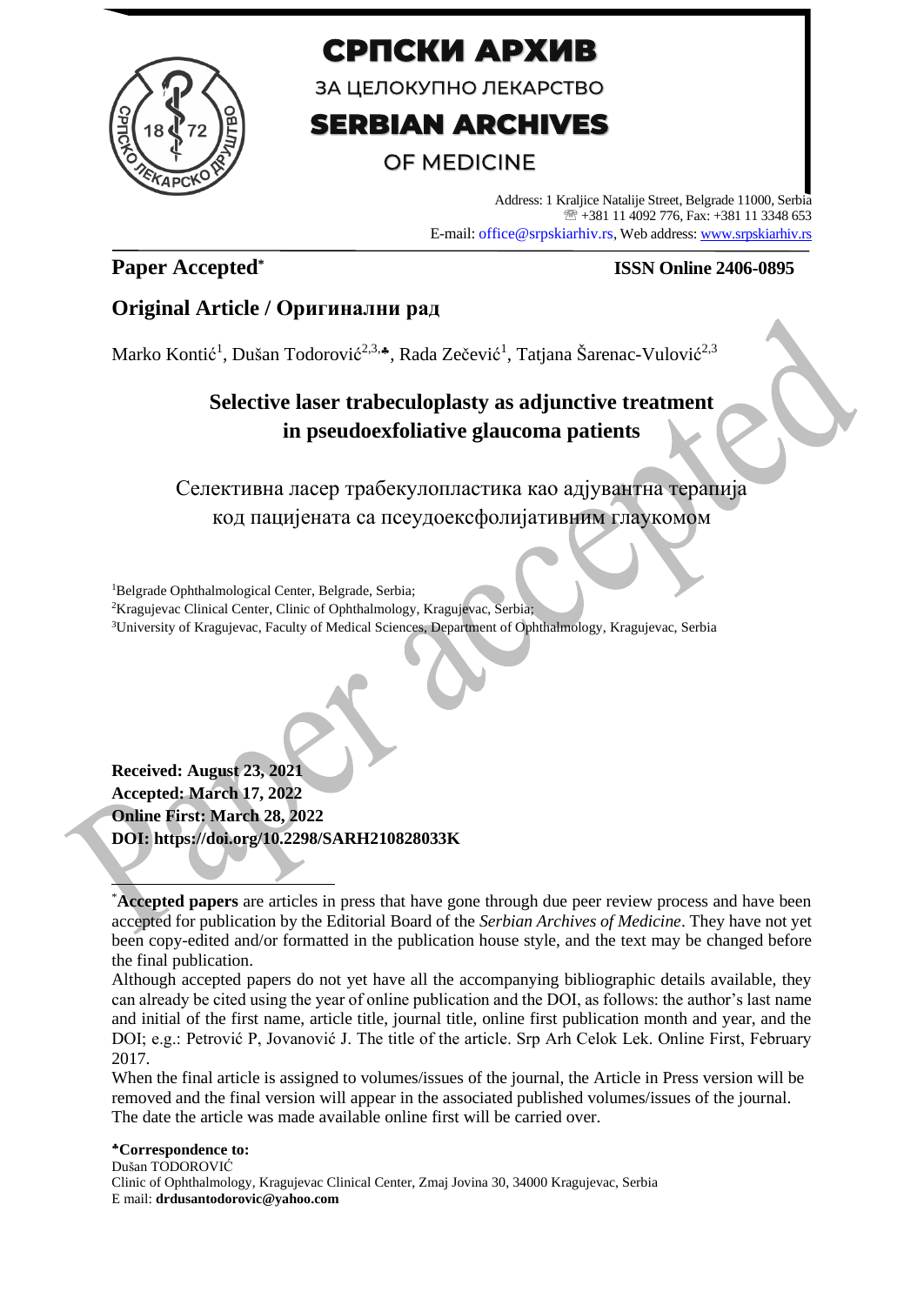# СРПСКИ АРХИВ

ЗА ЦЕЛОКУПНО ЛЕКАРСТВО

# SERBIAN ARCHIVES

OF MEDICINE

Address: 1 Kraljice Natalije Street, Belgrade 11000, Serbia
☏ +381 11 4092 776, Fax: +381 11 3348 653
E-mail: office@srpskiarhiv.rs, Web address: www.srpskiarhiv.rs

**Paper Accepted*** **ISSN Online 2406-0895**

## Original Article / Оригинални рад

Marko Kontić[1], Dušan Todorović[2,3,♣], Rada Zečević[1], Tatjana Šarenac-Vulović[2,3]

# Selective laser trabeculoplasty as adjunctive treatment in pseudoexfoliative glaucoma patients

# Селективна ласер трабекулопластика као адјувантна терапија код пацијената са псеудоексфолијативним глаукомом

[1]Belgrade Ophthalmological Center, Belgrade, Serbia;
[2]Kragujevac Clinical Center, Clinic of Ophthalmology, Kragujevac, Serbia;
[3]University of Kragujevac, Faculty of Medical Sciences, Department of Ophthalmology, Kragujevac, Serbia

**Received: August 23, 2021**
**Accepted: March 17, 2022**
**Online First: March 28, 2022**
**DOI: https://doi.org/10.2298/SARH210828033K**

---

*__Accepted papers__ are articles in press that have gone through due peer review process and have been accepted for publication by the Editorial Board of the *Serbian Archives of Medicine*. They have not yet been copy-edited and/or formatted in the publication house style, and the text may be changed before the final publication.

Although accepted papers do not yet have all the accompanying bibliographic details available, they can already be cited using the year of online publication and the DOI, as follows: the author's last name and initial of the first name, article title, journal title, online first publication month and year, and the DOI; e.g.: Petrović P, Jovanović J. The title of the article. Srp Arh Celok Lek. Online First, February 2017.

When the final article is assigned to volumes/issues of the journal, the Article in Press version will be removed and the final version will appear in the associated published volumes/issues of the journal. The date the article was made available online first will be carried over.

**♣Correspondence to:**
Dušan TODOROVIĆ
Clinic of Ophthalmology, Kragujevac Clinical Center, Zmaj Jovina 30, 34000 Kragujevac, Serbia
E mail: **drdusantodorovic@yahoo.com**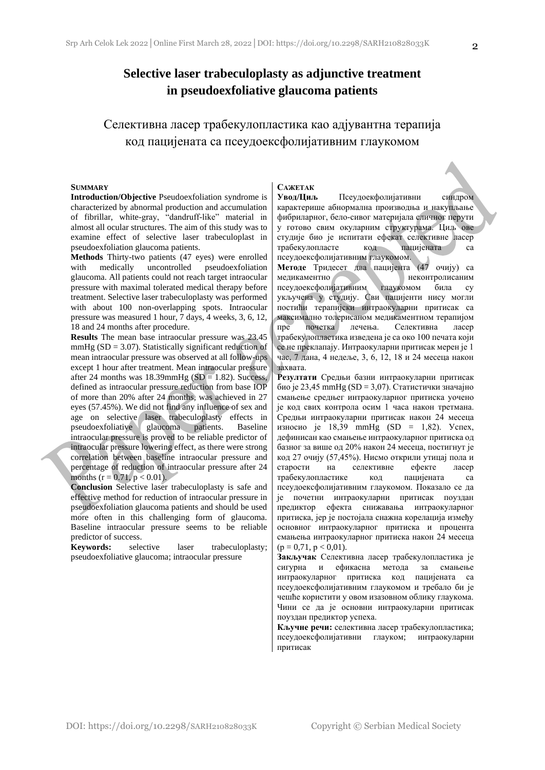# Selective laser trabeculoplasty as adjunctive treatment in pseudoexfoliative glaucoma patients

# Селективна ласер трабекулопластика као адјувантна терапија код пацијената са псеудоексфолијативним глаукомом

## SUMMARY

**Introduction/Objective** Pseudoexfoliation syndrome is characterized by abnormal production and accumulation of fibrillar, white-gray, "dandruff-like" material in almost all ocular structures. The aim of this study was to examine effect of selective laser trabeculoplast in pseudoexfoliation glaucoma patients.

**Methods** Thirty-two patients (47 eyes) were enrolled with medically uncontrolled pseudoexfoliation glaucoma. All patients could not reach target intraocular pressure with maximal tolerated medical therapy before treatment. Selective laser trabeculoplasty was performed with about 100 non-overlapping spots. Intraocular pressure was measured 1 hour, 7 days, 4 weeks, 3, 6, 12, 18 and 24 months after procedure.

**Results** The mean base intraocular pressure was 23.45 mmHg (SD = 3.07). Statistically significant reduction of mean intraocular pressure was observed at all follow-ups except 1 hour after treatment. Mean intraocular pressure after 24 months was 18.39mmHg (SD = 1.82). Success, defined as intraocular pressure reduction from base IOP of more than 20% after 24 months, was achieved in 27 eyes (57.45%). We did not find any influence of sex and age on selective laser trabeculoplasty effects in pseudoexfoliative glaucoma patients. Baseline intraocular pressure is proved to be reliable predictor of intraocular pressure lowering effect, as there were strong correlation between baseline intraocular pressure and percentage of reduction of intraocular pressure after 24 months ($r = 0.71$, $p < 0.01$).

**Conclusion** Selective laser trabeculoplasty is safe and effective method for reduction of intraocular pressure in pseudoexfoliation glaucoma patients and should be used more often in this challenging form of glaucoma. Baseline intraocular pressure seems to be reliable predictor of success.

**Keywords:** selective laser trabeculoplasty; pseudoexfoliative glaucoma; intraocular pressure

## САЖЕТАК

**Увод/Циљ** Псеудоекфолијативни синдром карактерише абнормална производња и накупљање фибриларног, бело-сивог материјала сличног перути у готово свим окуларним структурама. Циљ ове студије био је испитати ефекат селективне ласер трабекулопласте код пацијената са псеудоексфолијативним глаукомом.

**Методе** Тридесет два пацијента (47 очију) са медикаментно неконтролисаним псеудоексфолијативним глаукомом била су укључена у студију. Сви пацијенти нису могли постићи терапијски интраокуларни притисак са максимално толерисаном медикаментном терапијом пре почетка лечења. Селективна ласер трабекулопластика изведена је са око 100 печата који се не преклапају. Интраокуларни притисак мерен је 1 час, 7 дана, 4 недеље, 3, 6, 12, 18 и 24 месеца након захвата.

**Резултати** Средњи базни интраокуларни притисак био је 23,45 mmHg (SD = 3,07). Статистички значајно смањење средњег интраокуларног притиска уочено је код свих контрола осим 1 часа након третмана. Средњи интраокуларни притисак након 24 месеца износио је 18,39 mmHg (SD = 1,82). Успех, дефинисан као смањење интраокуларног притиска од базног за више од 20% након 24 месеца, постигнут је код 27 очију (57,45%). Нисмо открили утицај пола и старости на селективне ефекте ласер трабекулопластике код пацијената са псеудоексфолијативним глаукомом. Показало се да је почетни интраокуларни притисак поуздан предиктор ефекта снижавања интраокуларног притиска, јер је постојала снажна корелација између основног интраокуларног притиска и процента смањења интраокуларног притиска након 24 месеца ($\rho = 0,71$, $p < 0,01$).

**Закључак** Селективна ласер трабекулопластика је сигурна и ефикасна метода за смањење интраокуларног притиска код пацијената са псеудоексфолијативним глаукомом и требало би је чешће користити у овом изазовном облику глаукома. Чини се да је основни интраокуларни притисак поуздан предиктор успеха.

**Кључне речи:** селективна ласер трабекулопластика; псеудоексфолијативни глауком; интраокуларни притисак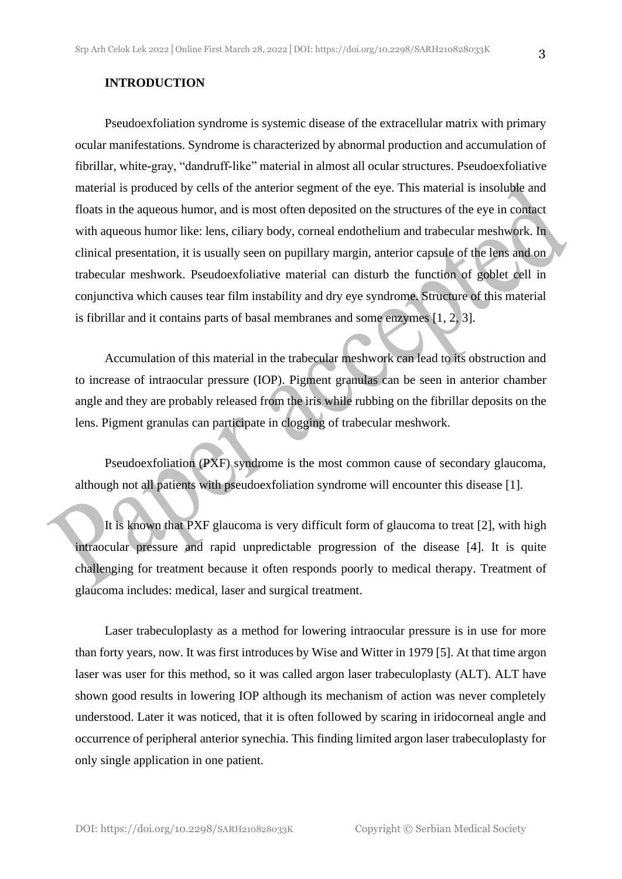## INTRODUCTION

Pseudoexfoliation syndrome is systemic disease of the extracellular matrix with primary ocular manifestations. Syndrome is characterized by abnormal production and accumulation of fibrillar, white-gray, "dandruff-like" material in almost all ocular structures. Pseudoexfoliative material is produced by cells of the anterior segment of the eye. This material is insoluble and floats in the aqueous humor, and is most often deposited on the structures of the eye in contact with aqueous humor like: lens, ciliary body, corneal endothelium and trabecular meshwork. In clinical presentation, it is usually seen on pupillary margin, anterior capsule of the lens and on trabecular meshwork. Pseudoexfoliative material can disturb the function of goblet cell in conjunctiva which causes tear film instability and dry eye syndrome. Structure of this material is fibrillar and it contains parts of basal membranes and some enzymes [1, 2, 3].

Accumulation of this material in the trabecular meshwork can lead to its obstruction and to increase of intraocular pressure (IOP). Pigment granulas can be seen in anterior chamber angle and they are probably released from the iris while rubbing on the fibrillar deposits on the lens. Pigment granulas can participate in clogging of trabecular meshwork.

Pseudoexfoliation (PXF) syndrome is the most common cause of secondary glaucoma, although not all patients with pseudoexfoliation syndrome will encounter this disease [1].

It is known that PXF glaucoma is very difficult form of glaucoma to treat [2], with high intraocular pressure and rapid unpredictable progression of the disease [4]. It is quite challenging for treatment because it often responds poorly to medical therapy. Treatment of glaucoma includes: medical, laser and surgical treatment.

Laser trabeculoplasty as a method for lowering intraocular pressure is in use for more than forty years, now. It was first introduces by Wise and Witter in 1979 [5]. At that time argon laser was user for this method, so it was called argon laser trabeculoplasty (ALT). ALT have shown good results in lowering IOP although its mechanism of action was never completely understood. Later it was noticed, that it is often followed by scaring in iridocorneal angle and occurrence of peripheral anterior synechia. This finding limited argon laser trabeculoplasty for only single application in one patient.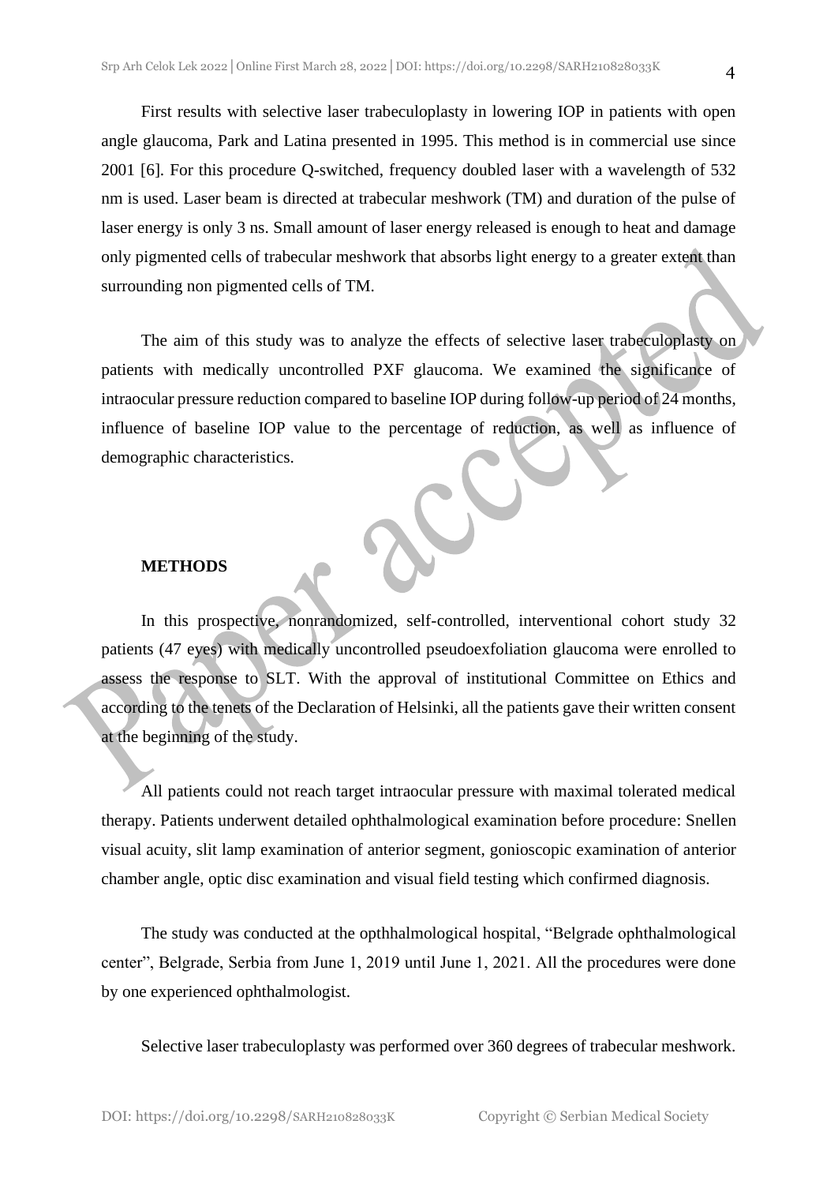First results with selective laser trabeculoplasty in lowering IOP in patients with open angle glaucoma, Park and Latina presented in 1995. This method is in commercial use since 2001 [6]. For this procedure Q-switched, frequency doubled laser with a wavelength of 532 nm is used. Laser beam is directed at trabecular meshwork (TM) and duration of the pulse of laser energy is only 3 ns. Small amount of laser energy released is enough to heat and damage only pigmented cells of trabecular meshwork that absorbs light energy to a greater extent than surrounding non pigmented cells of TM.

The aim of this study was to analyze the effects of selective laser trabeculoplasty on patients with medically uncontrolled PXF glaucoma. We examined the significance of intraocular pressure reduction compared to baseline IOP during follow-up period of 24 months, influence of baseline IOP value to the percentage of reduction, as well as influence of demographic characteristics.

## METHODS

In this prospective, nonrandomized, self-controlled, interventional cohort study 32 patients (47 eyes) with medically uncontrolled pseudoexfoliation glaucoma were enrolled to assess the response to SLT. With the approval of institutional Committee on Ethics and according to the tenets of the Declaration of Helsinki, all the patients gave their written consent at the beginning of the study.

All patients could not reach target intraocular pressure with maximal tolerated medical therapy. Patients underwent detailed ophthalmological examination before procedure: Snellen visual acuity, slit lamp examination of anterior segment, gonioscopic examination of anterior chamber angle, optic disc examination and visual field testing which confirmed diagnosis.

The study was conducted at the opthhalmological hospital, "Belgrade ophthalmological center", Belgrade, Serbia from June 1, 2019 until June 1, 2021. All the procedures were done by one experienced ophthalmologist.

Selective laser trabeculoplasty was performed over 360 degrees of trabecular meshwork.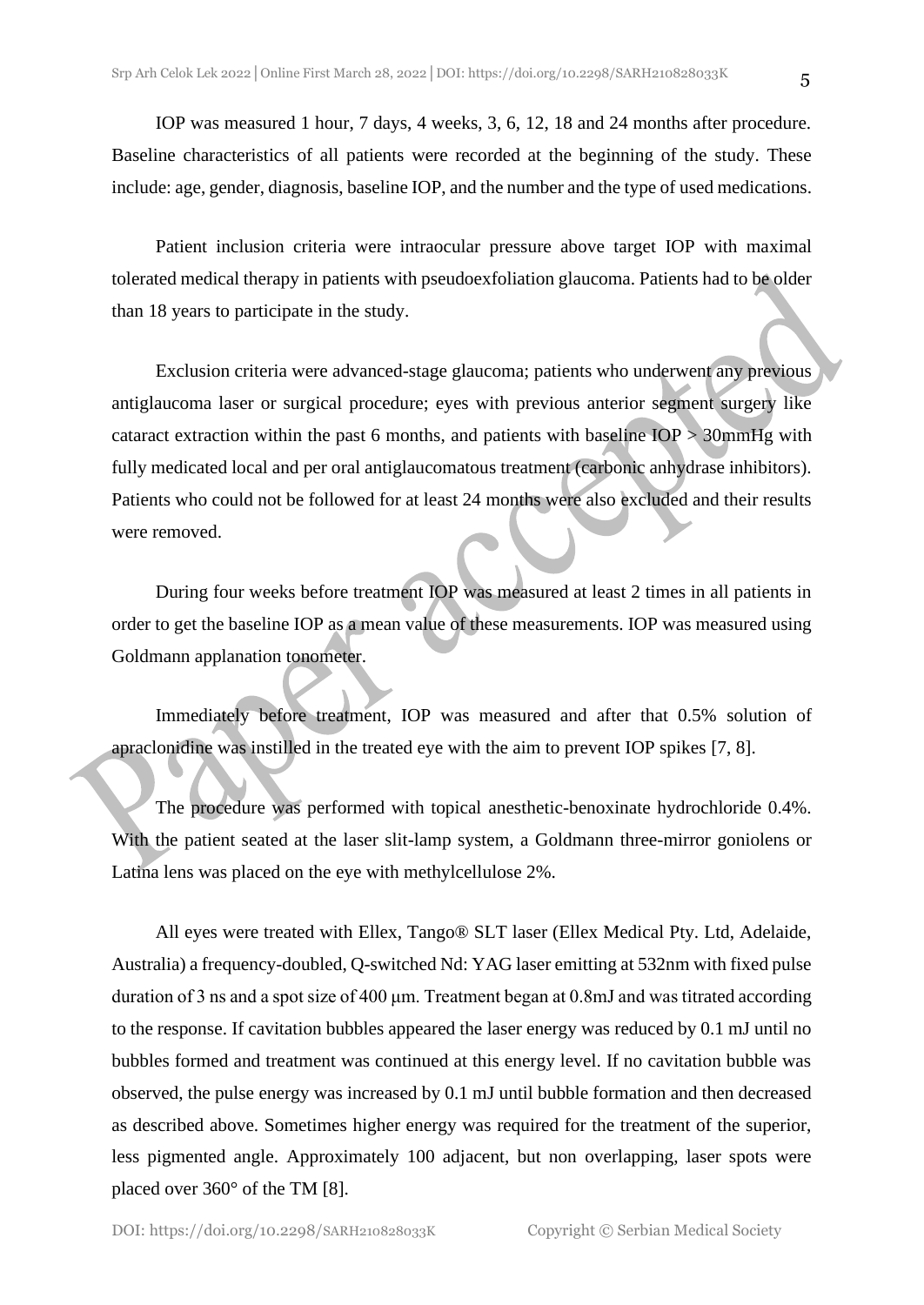IOP was measured 1 hour, 7 days, 4 weeks, 3, 6, 12, 18 and 24 months after procedure. Baseline characteristics of all patients were recorded at the beginning of the study. These include: age, gender, diagnosis, baseline IOP, and the number and the type of used medications.

Patient inclusion criteria were intraocular pressure above target IOP with maximal tolerated medical therapy in patients with pseudoexfoliation glaucoma. Patients had to be older than 18 years to participate in the study.

Exclusion criteria were advanced-stage glaucoma; patients who underwent any previous antiglaucoma laser or surgical procedure; eyes with previous anterior segment surgery like cataract extraction within the past 6 months, and patients with baseline IOP > 30mmHg with fully medicated local and per oral antiglaucomatous treatment (carbonic anhydrase inhibitors). Patients who could not be followed for at least 24 months were also excluded and their results were removed.

During four weeks before treatment IOP was measured at least 2 times in all patients in order to get the baseline IOP as a mean value of these measurements. IOP was measured using Goldmann applanation tonometer.

Immediately before treatment, IOP was measured and after that 0.5% solution of apraclonidine was instilled in the treated eye with the aim to prevent IOP spikes [7, 8].

The procedure was performed with topical anesthetic-benoxinate hydrochloride 0.4%. With the patient seated at the laser slit-lamp system, a Goldmann three-mirror goniolens or Latina lens was placed on the eye with methylcellulose 2%.

All eyes were treated with Ellex, Tango® SLT laser (Ellex Medical Pty. Ltd, Adelaide, Australia) a frequency-doubled, Q-switched Nd: YAG laser emitting at 532nm with fixed pulse duration of 3 ns and a spot size of 400 μm. Treatment began at 0.8mJ and was titrated according to the response. If cavitation bubbles appeared the laser energy was reduced by 0.1 mJ until no bubbles formed and treatment was continued at this energy level. If no cavitation bubble was observed, the pulse energy was increased by 0.1 mJ until bubble formation and then decreased as described above. Sometimes higher energy was required for the treatment of the superior, less pigmented angle. Approximately 100 adjacent, but non overlapping, laser spots were placed over 360° of the TM [8].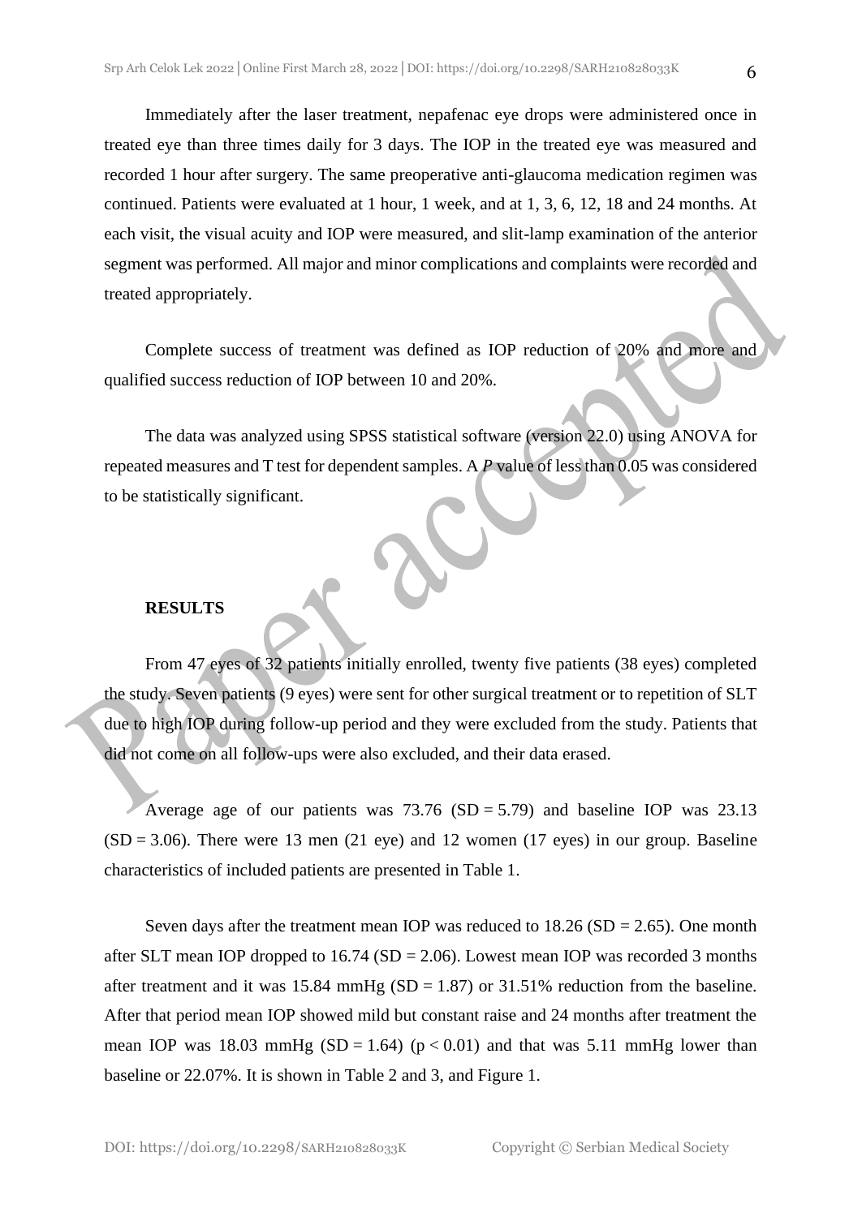Immediately after the laser treatment, nepafenac eye drops were administered once in treated eye than three times daily for 3 days. The IOP in the treated eye was measured and recorded 1 hour after surgery. The same preoperative anti-glaucoma medication regimen was continued. Patients were evaluated at 1 hour, 1 week, and at 1, 3, 6, 12, 18 and 24 months. At each visit, the visual acuity and IOP were measured, and slit-lamp examination of the anterior segment was performed. All major and minor complications and complaints were recorded and treated appropriately.

Complete success of treatment was defined as IOP reduction of 20% and more and qualified success reduction of IOP between 10 and 20%.

The data was analyzed using SPSS statistical software (version 22.0) using ANOVA for repeated measures and T test for dependent samples. A *P* value of less than 0.05 was considered to be statistically significant.

## RESULTS

From 47 eyes of 32 patients initially enrolled, twenty five patients (38 eyes) completed the study. Seven patients (9 eyes) were sent for other surgical treatment or to repetition of SLT due to high IOP during follow-up period and they were excluded from the study. Patients that did not come on all follow-ups were also excluded, and their data erased.

Average age of our patients was 73.76 (SD = 5.79) and baseline IOP was 23.13 (SD = 3.06). There were 13 men (21 eye) and 12 women (17 eyes) in our group. Baseline characteristics of included patients are presented in Table 1.

Seven days after the treatment mean IOP was reduced to 18.26 (SD = 2.65). One month after SLT mean IOP dropped to 16.74 (SD = 2.06). Lowest mean IOP was recorded 3 months after treatment and it was 15.84 mmHg (SD = 1.87) or 31.51% reduction from the baseline. After that period mean IOP showed mild but constant raise and 24 months after treatment the mean IOP was 18.03 mmHg (SD = 1.64) ($p < 0.01$) and that was 5.11 mmHg lower than baseline or 22.07%. It is shown in Table 2 and 3, and Figure 1.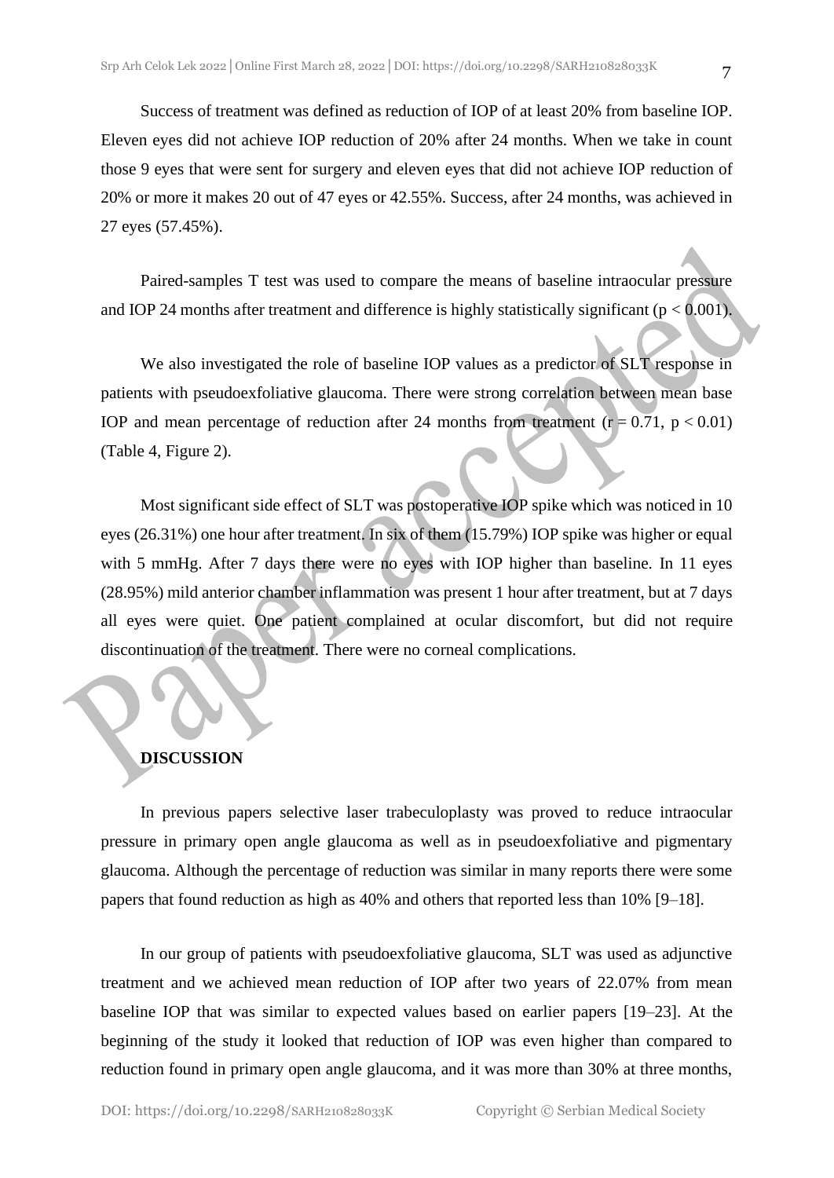Success of treatment was defined as reduction of IOP of at least 20% from baseline IOP. Eleven eyes did not achieve IOP reduction of 20% after 24 months. When we take in count those 9 eyes that were sent for surgery and eleven eyes that did not achieve IOP reduction of 20% or more it makes 20 out of 47 eyes or 42.55%. Success, after 24 months, was achieved in 27 eyes (57.45%).

Paired-samples T test was used to compare the means of baseline intraocular pressure and IOP 24 months after treatment and difference is highly statistically significant ($p < 0.001$).

We also investigated the role of baseline IOP values as a predictor of SLT response in patients with pseudoexfoliative glaucoma. There were strong correlation between mean base IOP and mean percentage of reduction after 24 months from treatment ($r = 0.71$, $p < 0.01$) (Table 4, Figure 2).

Most significant side effect of SLT was postoperative IOP spike which was noticed in 10 eyes (26.31%) one hour after treatment. In six of them (15.79%) IOP spike was higher or equal with 5 mmHg. After 7 days there were no eyes with IOP higher than baseline. In 11 eyes (28.95%) mild anterior chamber inflammation was present 1 hour after treatment, but at 7 days all eyes were quiet. One patient complained at ocular discomfort, but did not require discontinuation of the treatment. There were no corneal complications.

## DISCUSSION

In previous papers selective laser trabeculoplasty was proved to reduce intraocular pressure in primary open angle glaucoma as well as in pseudoexfoliative and pigmentary glaucoma. Although the percentage of reduction was similar in many reports there were some papers that found reduction as high as 40% and others that reported less than 10% [9–18].

In our group of patients with pseudoexfoliative glaucoma, SLT was used as adjunctive treatment and we achieved mean reduction of IOP after two years of 22.07% from mean baseline IOP that was similar to expected values based on earlier papers [19–23]. At the beginning of the study it looked that reduction of IOP was even higher than compared to reduction found in primary open angle glaucoma, and it was more than 30% at three months,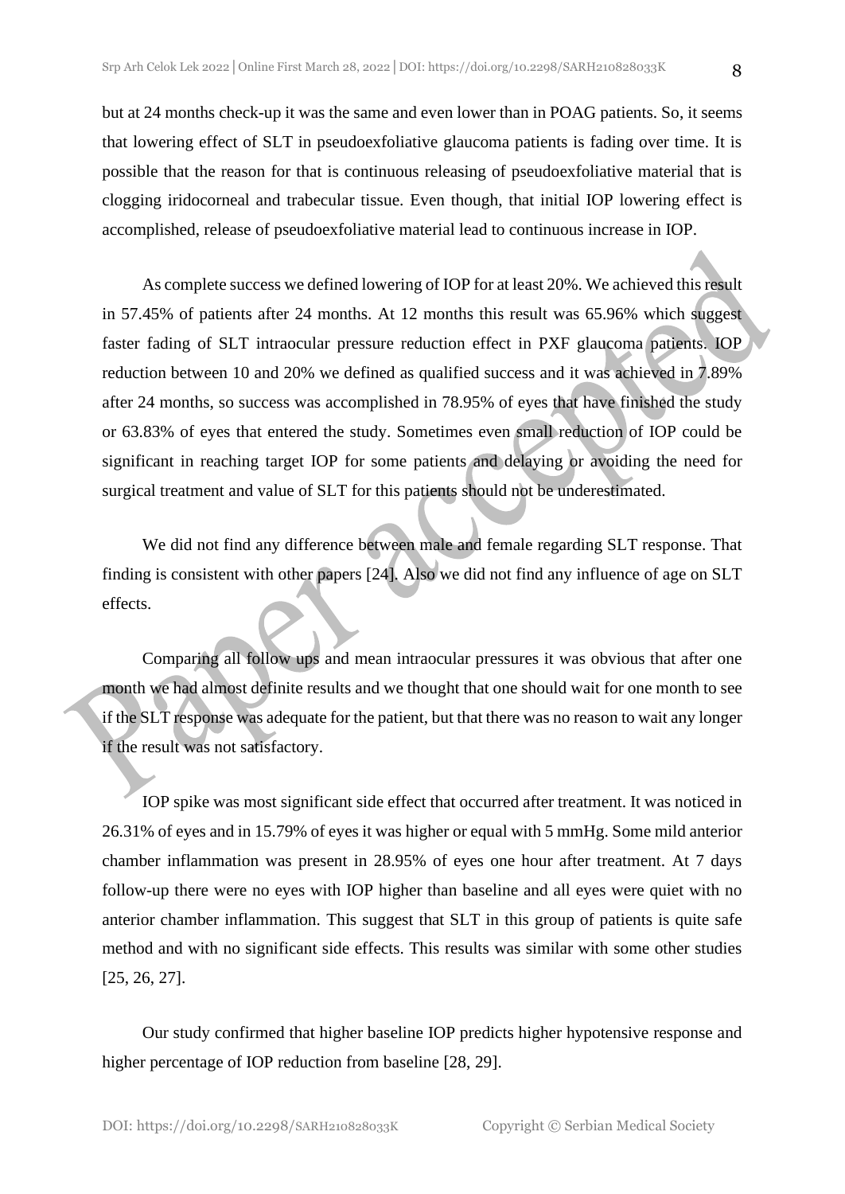but at 24 months check-up it was the same and even lower than in POAG patients. So, it seems that lowering effect of SLT in pseudoexfoliative glaucoma patients is fading over time. It is possible that the reason for that is continuous releasing of pseudoexfoliative material that is clogging iridocorneal and trabecular tissue. Even though, that initial IOP lowering effect is accomplished, release of pseudoexfoliative material lead to continuous increase in IOP.

As complete success we defined lowering of IOP for at least 20%. We achieved this result in 57.45% of patients after 24 months. At 12 months this result was 65.96% which suggest faster fading of SLT intraocular pressure reduction effect in PXF glaucoma patients. IOP reduction between 10 and 20% we defined as qualified success and it was achieved in 7.89% after 24 months, so success was accomplished in 78.95% of eyes that have finished the study or 63.83% of eyes that entered the study. Sometimes even small reduction of IOP could be significant in reaching target IOP for some patients and delaying or avoiding the need for surgical treatment and value of SLT for this patients should not be underestimated.

We did not find any difference between male and female regarding SLT response. That finding is consistent with other papers [24]. Also we did not find any influence of age on SLT effects.

Comparing all follow ups and mean intraocular pressures it was obvious that after one month we had almost definite results and we thought that one should wait for one month to see if the SLT response was adequate for the patient, but that there was no reason to wait any longer if the result was not satisfactory.

IOP spike was most significant side effect that occurred after treatment. It was noticed in 26.31% of eyes and in 15.79% of eyes it was higher or equal with 5 mmHg. Some mild anterior chamber inflammation was present in 28.95% of eyes one hour after treatment. At 7 days follow-up there were no eyes with IOP higher than baseline and all eyes were quiet with no anterior chamber inflammation. This suggest that SLT in this group of patients is quite safe method and with no significant side effects. This results was similar with some other studies [25, 26, 27].

Our study confirmed that higher baseline IOP predicts higher hypotensive response and higher percentage of IOP reduction from baseline [28, 29].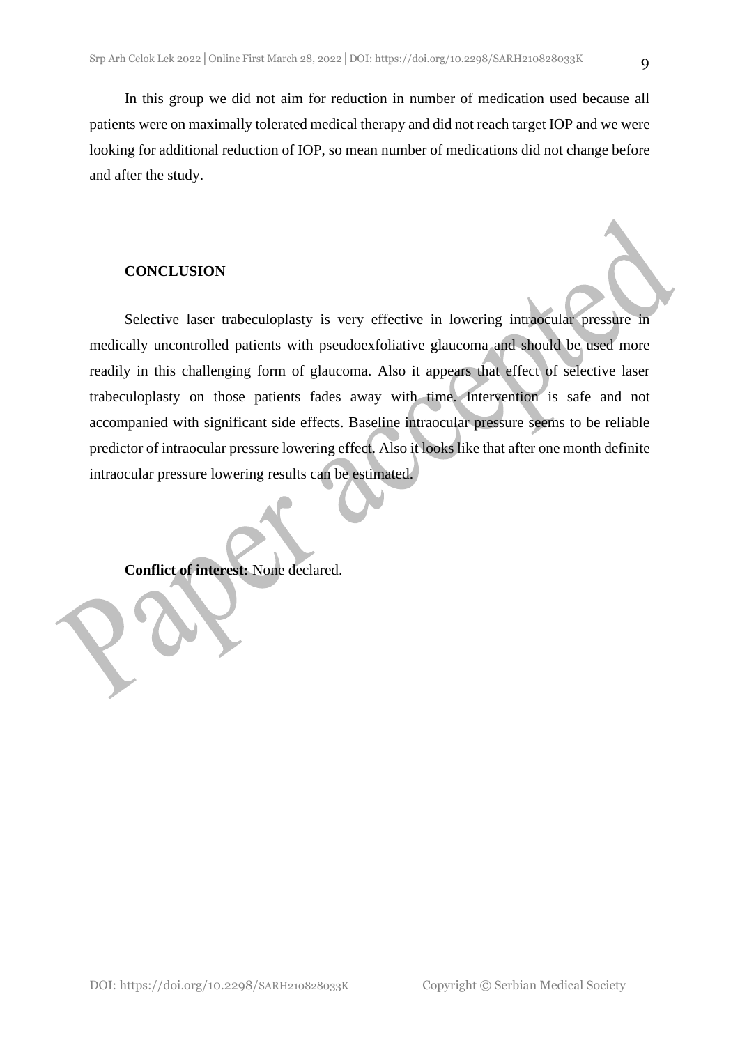In this group we did not aim for reduction in number of medication used because all patients were on maximally tolerated medical therapy and did not reach target IOP and we were looking for additional reduction of IOP, so mean number of medications did not change before and after the study.

## CONCLUSION

Selective laser trabeculoplasty is very effective in lowering intraocular pressure in medically uncontrolled patients with pseudoexfoliative glaucoma and should be used more readily in this challenging form of glaucoma. Also it appears that effect of selective laser trabeculoplasty on those patients fades away with time. Intervention is safe and not accompanied with significant side effects. Baseline intraocular pressure seems to be reliable predictor of intraocular pressure lowering effect. Also it looks like that after one month definite intraocular pressure lowering results can be estimated.

**Conflict of interest:** None declared.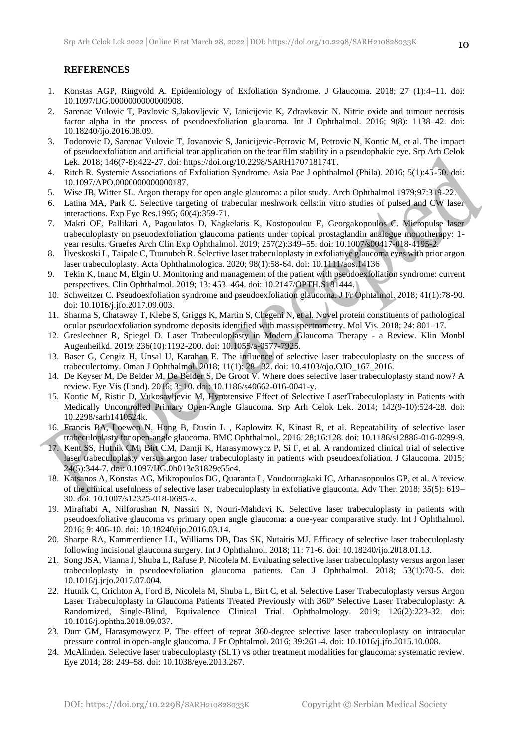## REFERENCES

1. Konstas AGP, Ringvold A. Epidemiology of Exfoliation Syndrome. J Glaucoma. 2018; 27 (1):4–11. doi: 10.1097/IJG.0000000000000908.
2. Sarenac Vulovic T, Pavlovic S,Jakovljevic V, Janicijevic K, Zdravkovic N. Nitric oxide and tumour necrosis factor alpha in the process of pseudoexfoliation glaucoma. Int J Ophthalmol. 2016; 9(8): 1138–42. doi: 10.18240/ijo.2016.08.09.
3. Todorovic D, Sarenac Vulovic T, Jovanovic S, Janicijevic-Petrovic M, Petrovic N, Kontic M, et al. The impact of pseudoexfoliation and artificial tear application on the tear film stability in a pseudophakic eye. Srp Arh Celok Lek. 2018; 146(7-8):422-27. doi: https://doi.org/10.2298/SARH170718174T.
4. Ritch R. Systemic Associations of Exfoliation Syndrome. Asia Pac J ophthalmol (Phila). 2016; 5(1):45-50. doi: 10.1097/APO.0000000000000187.
5. Wise JB, Witter SL. Argon therapy for open angle glaucoma: a pilot study. Arch Ophthalmol 1979;97:319-22.
6. Latina MA, Park C. Selective targeting of trabecular meshwork cells:in vitro studies of pulsed and CW laser interactions. Exp Eye Res.1995; 60(4):359-71.
7. Makri OE, Pallikari A, Pagoulatos D, Kagkelaris K, Kostopoulou E, Georgakopoulos C. Micropulse laser trabeculoplasty on pseuodexfoliation glaucoma patients under topical prostaglandin analogue monotherapy: 1-year results. Graefes Arch Clin Exp Ophthalmol. 2019; 257(2):349–55. doi: 10.1007/s00417-018-4195-2.
8. Ilveskoski L, Taipale C, Tuunubeb R. Selective laser trabeculoplasty in exfoliative glaucoma eyes with prior argon laser trabeculoplasty. Acta Ophthalmologica. 2020; 98(1):58-64. doi: 10.1111/aos.14136
9. Tekin K, Inanc M, Elgin U. Monitoring and management of the patient with pseudoexfoliation syndrome: current perspectives. Clin Ophthalmol. 2019; 13: 453–464. doi: 10.2147/OPTH.S181444.
10. Schweitzer C. Pseudoexfoliation syndrome and pseudoexfoliation glaucoma. J Fr Ophtalmol. 2018; 41(1):78-90. doi: 10.1016/j.jfo.2017.09.003.
11. Sharma S, Chataway T, Klebe S, Griggs K, Martin S, Chegeni N, et al. Novel protein constituents of pathological ocular pseudoexfoliation syndrome deposits identified with mass spectrometry. Mol Vis. 2018; 24: 801–17.
12. Greslechner R, Spiegel D. Laser Trabeculoplasty in Modern Glaucoma Therapy - a Review. Klin Monbl Augenheilkd. 2019; 236(10):1192-200. doi: 10.1055/a-0577-7925.
13. Baser G, Cengiz H, Unsal U, Karahan E. The influence of selective laser trabeculoplasty on the success of trabeculectomy. Oman J Ophthalmol. 2018; 11(1): 28 –32. doi: 10.4103/ojo.OJO_167_2016.
14. De Keyser M, De Belder M, De Belder S, De Groot V. Where does selective laser trabeculoplasty stand now? A review. Eye Vis (Lond). 2016; 3: 10. doi: 10.1186/s40662-016-0041-y.
15. Kontic M, Ristic D, Vukosavljevic M, Hypotensive Effect of Selective LaserTrabeculoplasty in Patients with Medically Uncontrolled Primary Open-Angle Glaucoma. Srp Arh Celok Lek. 2014; 142(9-10):524-28. doi: 10.2298/sarh1410524k.
16. Francis BA, Loewen N, Hong B, Dustin L , Kaplowitz K, Kinast R, et al. Repeatability of selective laser trabeculoplasty for open-angle glaucoma. BMC Ophthalmol.. 2016. 28;16:128. doi: 10.1186/s12886-016-0299-9.
17. Kent SS, Hutnik CM, Birt CM, Damji K, Harasymowycz P, Si F, et al. A randomized clinical trial of selective laser trabeculoplasty versus argon laser trabeculoplasty in patients with pseudoexfoliation. J Glaucoma. 2015; 24(5):344-7. doi: 0.1097/IJG.0b013e31829e55e4.
18. Katsanos A, Konstas AG, Mikropoulos DG, Quaranta L, Voudouragkaki IC, Athanasopoulos GP, et al. A review of the clinical usefulness of selective laser trabeculoplasty in exfoliative glaucoma. Adv Ther. 2018; 35(5): 619–30. doi: 10.1007/s12325-018-0695-z.
19. Miraftabi A, Nilforushan N, Nassiri N, Nouri-Mahdavi K. Selective laser trabeculoplasty in patients with pseudoexfoliative glaucoma vs primary open angle glaucoma: a one-year comparative study. Int J Ophthalmol. 2016; 9: 406-10. doi: 10.18240/ijo.2016.03.14.
20. Sharpe RA, Kammerdiener LL, Williams DB, Das SK, Nutaitis MJ. Efficacy of selective laser trabeculoplasty following incisional glaucoma surgery. Int J Ophthalmol. 2018; 11: 71-6. doi: 10.18240/ijo.2018.01.13.
21. Song JSA, Vianna J, Shuba L, Rafuse P, Nicolela M. Evaluating selective laser trabeculoplasty versus argon laser trabeculoplasty in pseudoexfoliation glaucoma patients. Can J Ophthalmol. 2018; 53(1):70-5. doi: 10.1016/j.jcjo.2017.07.004.
22. Hutnik C, Crichton A, Ford B, Nicolela M, Shuba L, Birt C, et al. Selective Laser Trabeculoplasty versus Argon Laser Trabeculoplasty in Glaucoma Patients Treated Previously with 360° Selective Laser Trabeculoplasty: A Randomized, Single-Blind, Equivalence Clinical Trial. Ophthalmology. 2019; 126(2):223-32. doi: 10.1016/j.ophtha.2018.09.037.
23. Durr GM, Harasymowycz P. The effect of repeat 360-degree selective laser trabeculoplasty on intraocular pressure control in open-angle glaucoma. J Fr Ophtalmol. 2016; 39:261-4. doi: 10.1016/j.jfo.2015.10.008.
24. McAlinden. Selective laser trabeculoplasty (SLT) vs other treatment modalities for glaucoma: systematic review. Eye 2014; 28: 249–58. doi: 10.1038/eye.2013.267.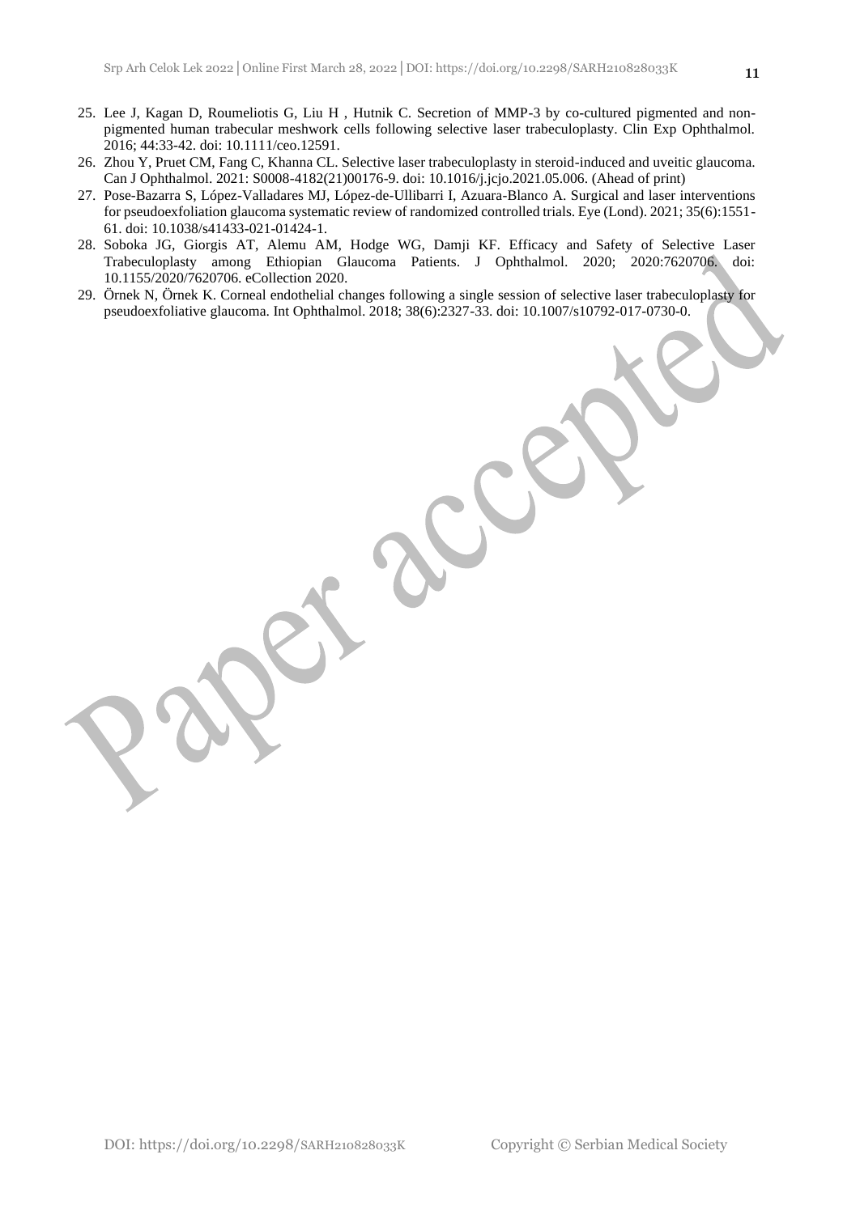25. Lee J, Kagan D, Roumeliotis G, Liu H , Hutnik C. Secretion of MMP-3 by co-cultured pigmented and non-pigmented human trabecular meshwork cells following selective laser trabeculoplasty. Clin Exp Ophthalmol. 2016; 44:33-42. doi: 10.1111/ceo.12591.
26. Zhou Y, Pruet CM, Fang C, Khanna CL. Selective laser trabeculoplasty in steroid-induced and uveitic glaucoma. Can J Ophthalmol. 2021: S0008-4182(21)00176-9. doi: 10.1016/j.jcjo.2021.05.006. (Ahead of print)
27. Pose-Bazarra S, López-Valladares MJ, López-de-Ullibarri I, Azuara-Blanco A. Surgical and laser interventions for pseudoexfoliation glaucoma systematic review of randomized controlled trials. Eye (Lond). 2021; 35(6):1551-61. doi: 10.1038/s41433-021-01424-1.
28. Soboka JG, Giorgis AT, Alemu AM, Hodge WG, Damji KF. Efficacy and Safety of Selective Laser Trabeculoplasty among Ethiopian Glaucoma Patients. J Ophthalmol. 2020; 2020:7620706. doi: 10.1155/2020/7620706. eCollection 2020.
29. Örnek N, Örnek K. Corneal endothelial changes following a single session of selective laser trabeculoplasty for pseudoexfoliative glaucoma. Int Ophthalmol. 2018; 38(6):2327-33. doi: 10.1007/s10792-017-0730-0.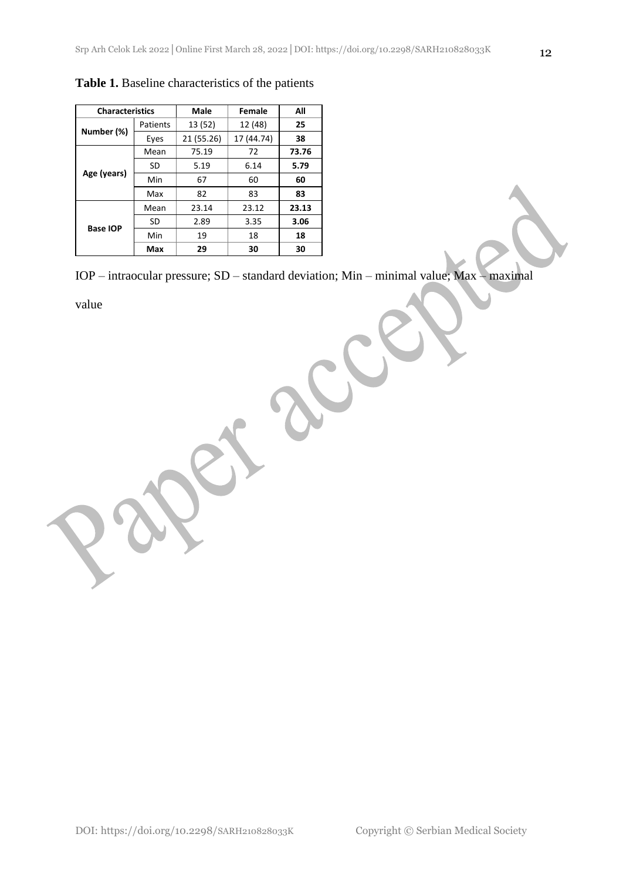**Table 1.** Baseline characteristics of the patients

| Characteristics | | Male | Female | All |
|---|---|---|---|---|
| Number (%) | Patients | 13 (52) | 12 (48) | **25** |
| | Eyes | 21 (55.26) | 17 (44.74) | **38** |
| Age (years) | Mean | 75.19 | 72 | **73.76** |
| | SD | 5.19 | 6.14 | **5.79** |
| | Min | 67 | 60 | **60** |
| | Max | 82 | 83 | **83** |
| Base IOP | Mean | 23.14 | 23.12 | **23.13** |
| | SD | 2.89 | 3.35 | **3.06** |
| | Min | 19 | 18 | **18** |
| | **Max** | **29** | **30** | **30** |

IOP – intraocular pressure; SD – standard deviation; Min – minimal value; Max – maximal value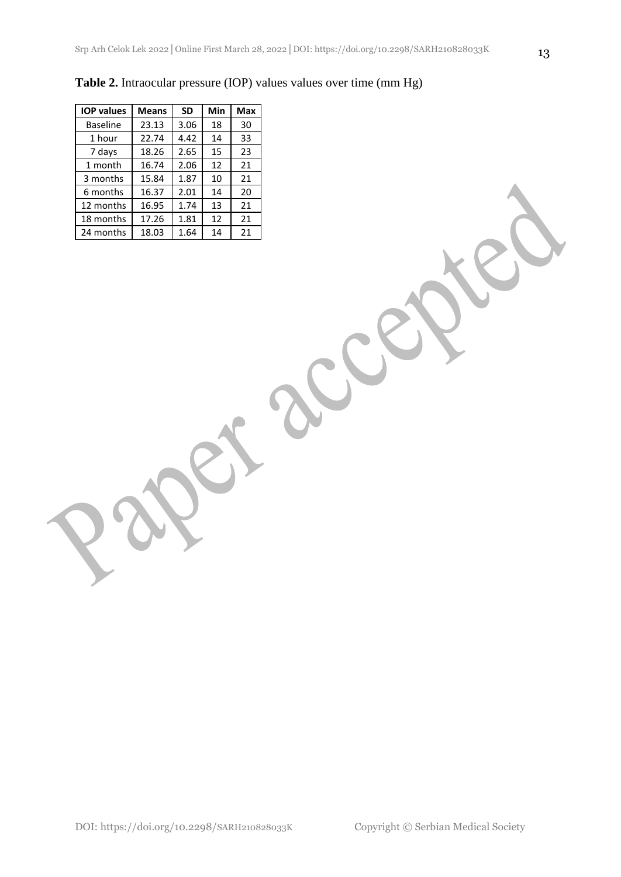**Table 2.** Intraocular pressure (IOP) values values over time (mm Hg)

| IOP values | Means | SD | Min | Max |
|---|---|---|---|---|
| Baseline | 23.13 | 3.06 | 18 | 30 |
| 1 hour | 22.74 | 4.42 | 14 | 33 |
| 7 days | 18.26 | 2.65 | 15 | 23 |
| 1 month | 16.74 | 2.06 | 12 | 21 |
| 3 months | 15.84 | 1.87 | 10 | 21 |
| 6 months | 16.37 | 2.01 | 14 | 20 |
| 12 months | 16.95 | 1.74 | 13 | 21 |
| 18 months | 17.26 | 1.81 | 12 | 21 |
| 24 months | 18.03 | 1.64 | 14 | 21 |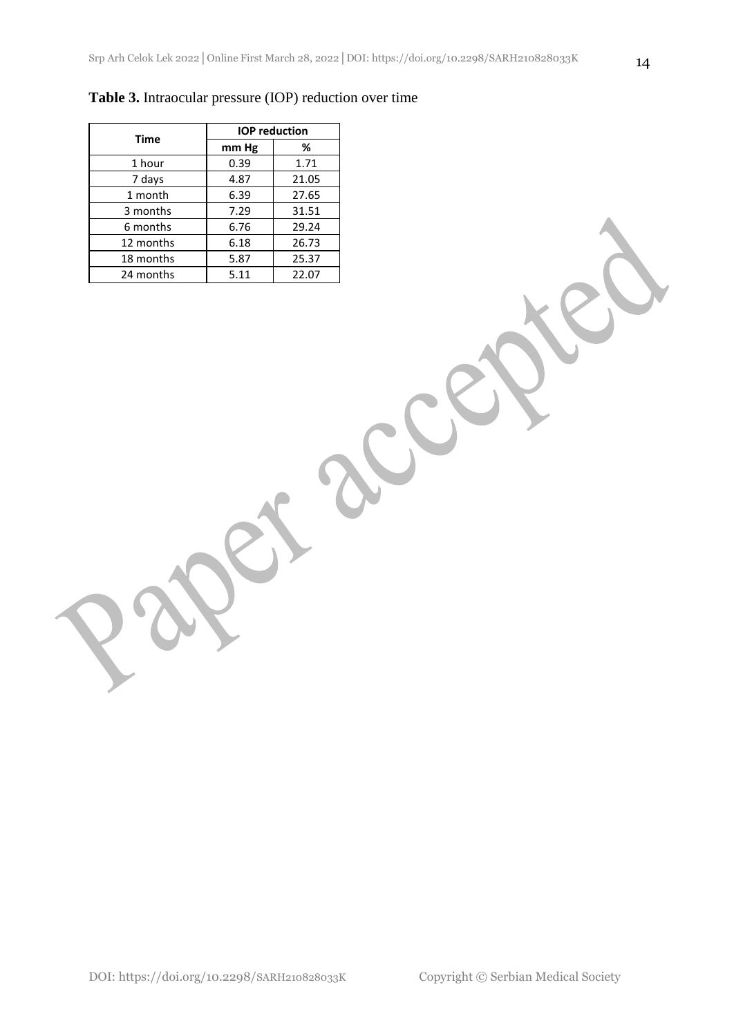**Table 3.** Intraocular pressure (IOP) reduction over time

| Time | IOP reduction | |
|---|---|---|
| | mm Hg | % |
| 1 hour | 0.39 | 1.71 |
| 7 days | 4.87 | 21.05 |
| 1 month | 6.39 | 27.65 |
| 3 months | 7.29 | 31.51 |
| 6 months | 6.76 | 29.24 |
| 12 months | 6.18 | 26.73 |
| 18 months | 5.87 | 25.37 |
| 24 months | 5.11 | 22.07 |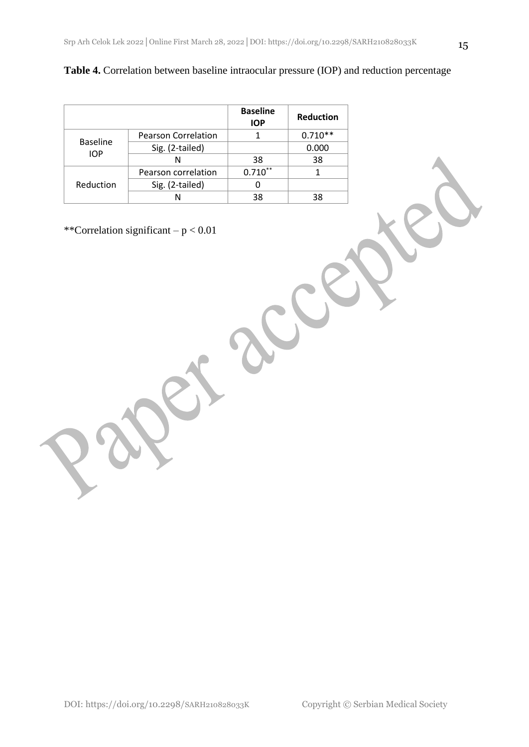**Table 4.** Correlation between baseline intraocular pressure (IOP) and reduction percentage

| | | Baseline IOP | Reduction |
|---|---|---|---|
| Baseline IOP | Pearson Correlation | 1 | 0.710** |
| | Sig. (2-tailed) | | 0.000 |
| | N | 38 | 38 |
| Reduction | Pearson correlation | 0.710** | 1 |
| | Sig. (2-tailed) | 0 | |
| | N | 38 | 38 |

**Correlation significant – $p < 0.01$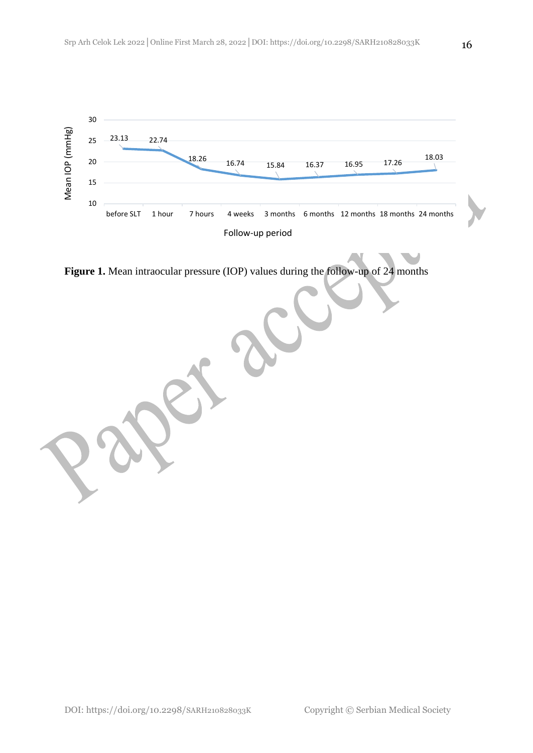**Figure 1.** Mean intraocular pressure (IOP) values during the follow-up of 24 months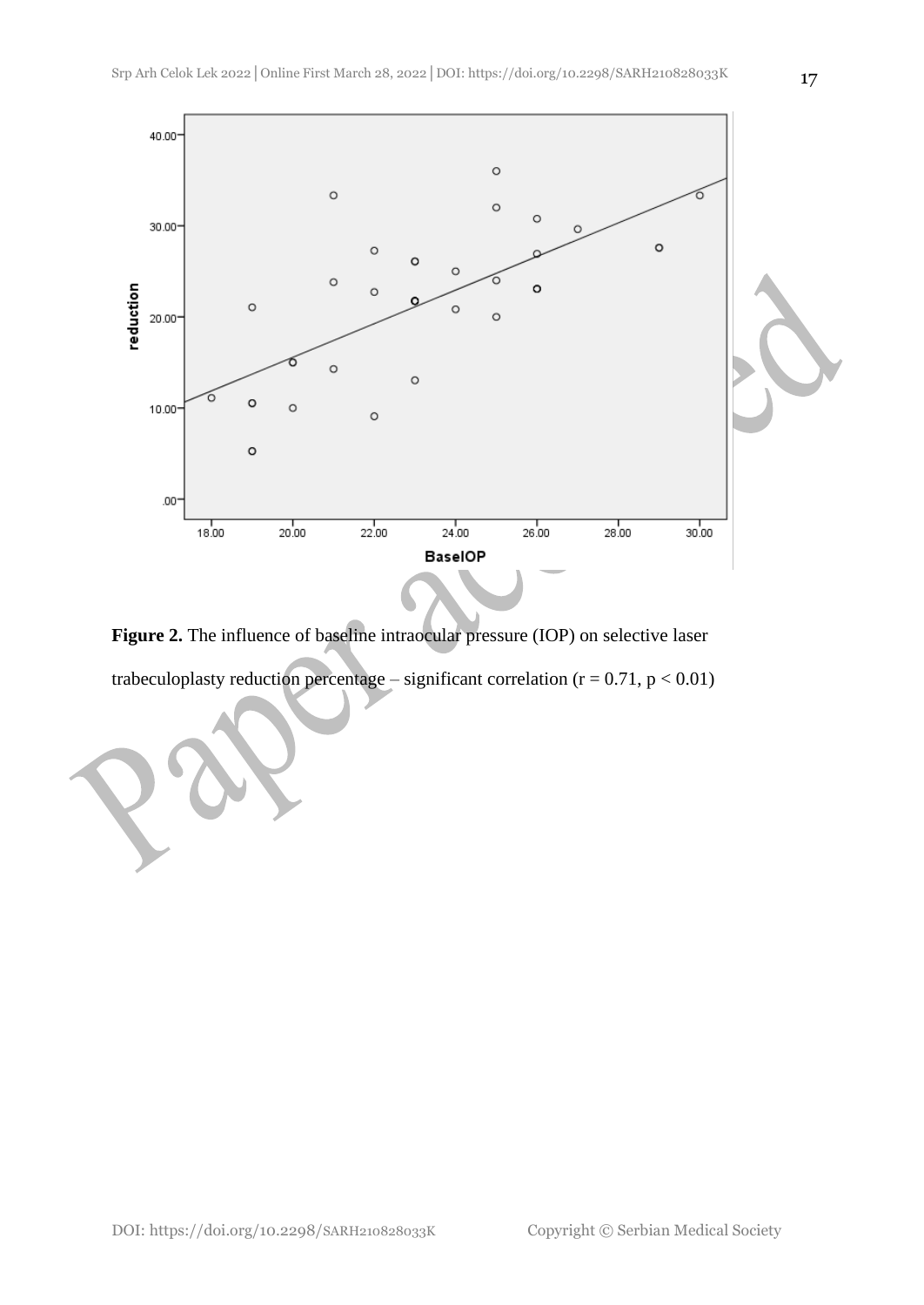40.00
30.00
20.00
10.00
.00
reduction
18.00
20.00
22.00
24.00
26.00
28.00
30.00
BaseIOP

**Figure 2.** The influence of baseline intraocular pressure (IOP) on selective laser trabeculoplasty reduction percentage – significant correlation ($r = 0.71$, $p < 0.01$)